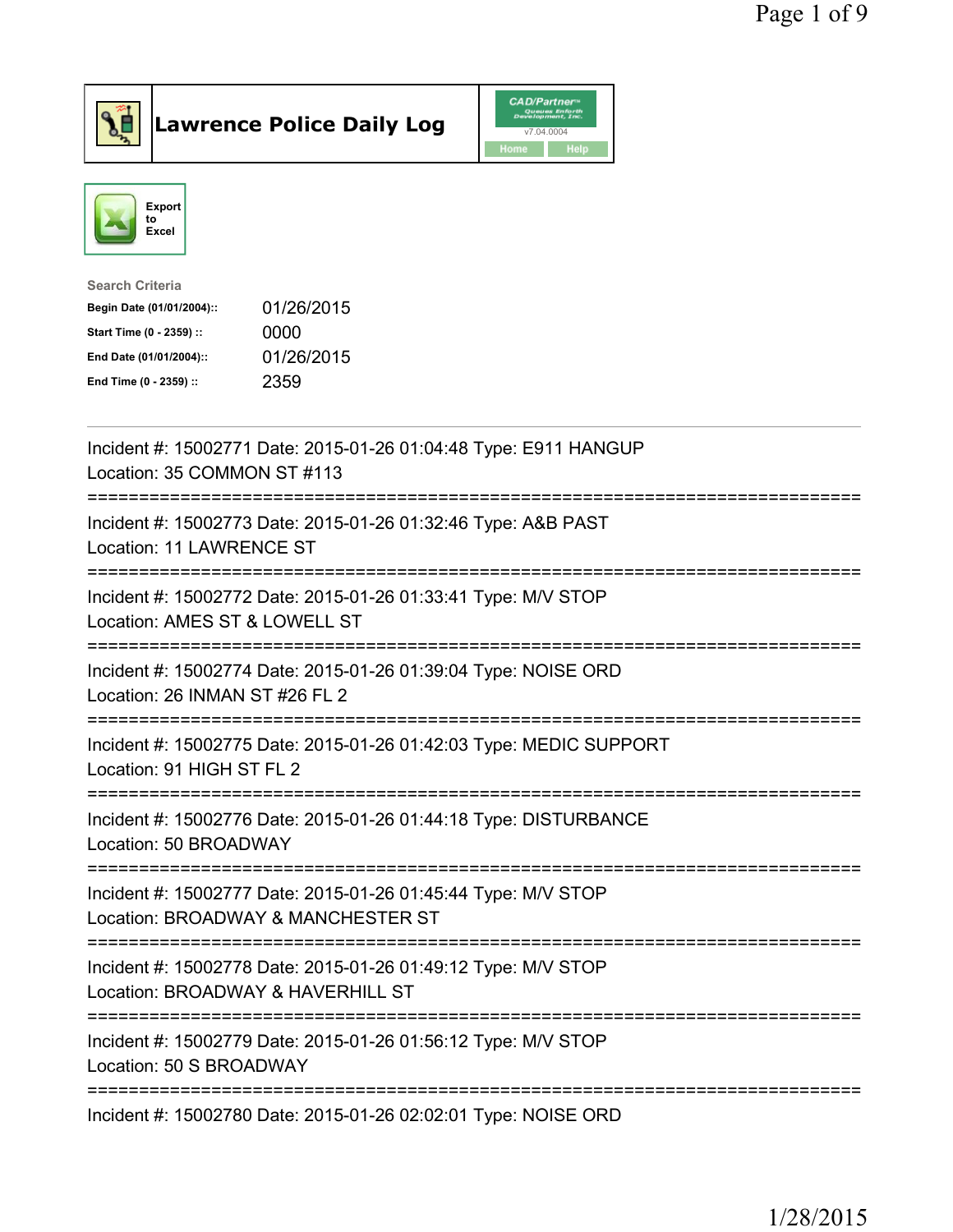# Lawrence Police Daily Log

Export to Excel

**Search Criteria**

| | |
|---|---|
| Begin Date (01/01/2004):: | 01/26/2015 |
| Start Time (0 - 2359) :: | 0000 |
| End Date (01/01/2004):: | 01/26/2015 |
| End Time (0 - 2359) :: | 2359 |

---

Incident #: 15002771 Date: 2015-01-26 01:04:48 Type: E911 HANGUP
Location: 35 COMMON ST #113

===========================================================================

Incident #: 15002773 Date: 2015-01-26 01:32:46 Type: A&B PAST
Location: 11 LAWRENCE ST

===========================================================================

Incident #: 15002772 Date: 2015-01-26 01:33:41 Type: M/V STOP
Location: AMES ST & LOWELL ST

===========================================================================

Incident #: 15002774 Date: 2015-01-26 01:39:04 Type: NOISE ORD
Location: 26 INMAN ST #26 FL 2

===========================================================================

Incident #: 15002775 Date: 2015-01-26 01:42:03 Type: MEDIC SUPPORT
Location: 91 HIGH ST FL 2

===========================================================================

Incident #: 15002776 Date: 2015-01-26 01:44:18 Type: DISTURBANCE
Location: 50 BROADWAY

===========================================================================

Incident #: 15002777 Date: 2015-01-26 01:45:44 Type: M/V STOP
Location: BROADWAY & MANCHESTER ST

===========================================================================

Incident #: 15002778 Date: 2015-01-26 01:49:12 Type: M/V STOP
Location: BROADWAY & HAVERHILL ST

===========================================================================

Incident #: 15002779 Date: 2015-01-26 01:56:12 Type: M/V STOP
Location: 50 S BROADWAY

===========================================================================

Incident #: 15002780 Date: 2015-01-26 02:02:01 Type: NOISE ORD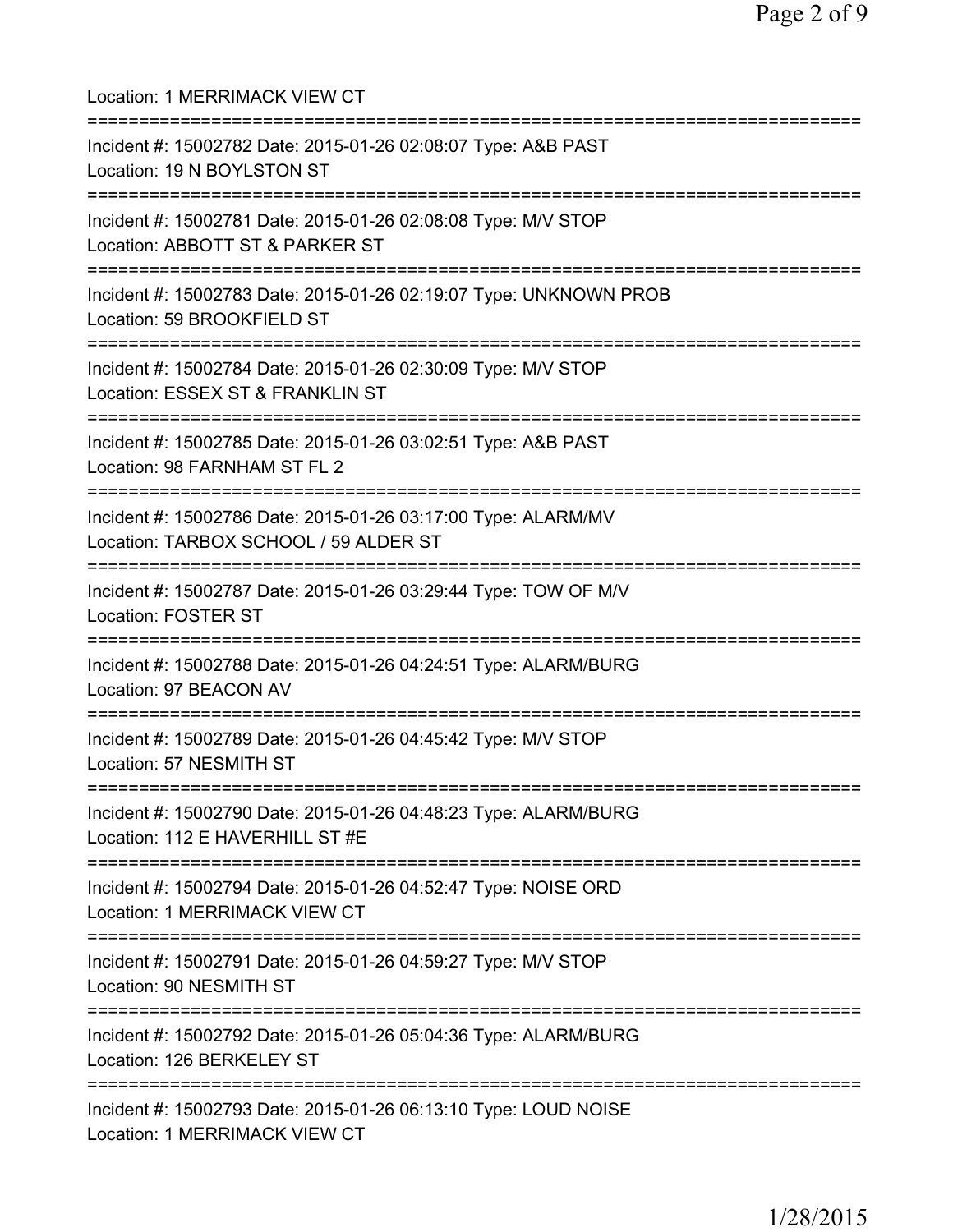Location: 1 MERRIMACK VIEW CT

===========================================================================

Incident #: 15002782 Date: 2015-01-26 02:08:07 Type: A&B PAST
Location: 19 N BOYLSTON ST

===========================================================================

Incident #: 15002781 Date: 2015-01-26 02:08:08 Type: M/V STOP
Location: ABBOTT ST & PARKER ST

===========================================================================

Incident #: 15002783 Date: 2015-01-26 02:19:07 Type: UNKNOWN PROB
Location: 59 BROOKFIELD ST

===========================================================================

Incident #: 15002784 Date: 2015-01-26 02:30:09 Type: M/V STOP
Location: ESSEX ST & FRANKLIN ST

===========================================================================

Incident #: 15002785 Date: 2015-01-26 03:02:51 Type: A&B PAST
Location: 98 FARNHAM ST FL 2

===========================================================================

Incident #: 15002786 Date: 2015-01-26 03:17:00 Type: ALARM/MV
Location: TARBOX SCHOOL / 59 ALDER ST

===========================================================================

Incident #: 15002787 Date: 2015-01-26 03:29:44 Type: TOW OF M/V
Location: FOSTER ST

===========================================================================

Incident #: 15002788 Date: 2015-01-26 04:24:51 Type: ALARM/BURG
Location: 97 BEACON AV

===========================================================================

Incident #: 15002789 Date: 2015-01-26 04:45:42 Type: M/V STOP
Location: 57 NESMITH ST

===========================================================================

Incident #: 15002790 Date: 2015-01-26 04:48:23 Type: ALARM/BURG
Location: 112 E HAVERHILL ST #E

===========================================================================

Incident #: 15002794 Date: 2015-01-26 04:52:47 Type: NOISE ORD
Location: 1 MERRIMACK VIEW CT

===========================================================================

Incident #: 15002791 Date: 2015-01-26 04:59:27 Type: M/V STOP
Location: 90 NESMITH ST

===========================================================================

Incident #: 15002792 Date: 2015-01-26 05:04:36 Type: ALARM/BURG
Location: 126 BERKELEY ST

===========================================================================

Incident #: 15002793 Date: 2015-01-26 06:13:10 Type: LOUD NOISE
Location: 1 MERRIMACK VIEW CT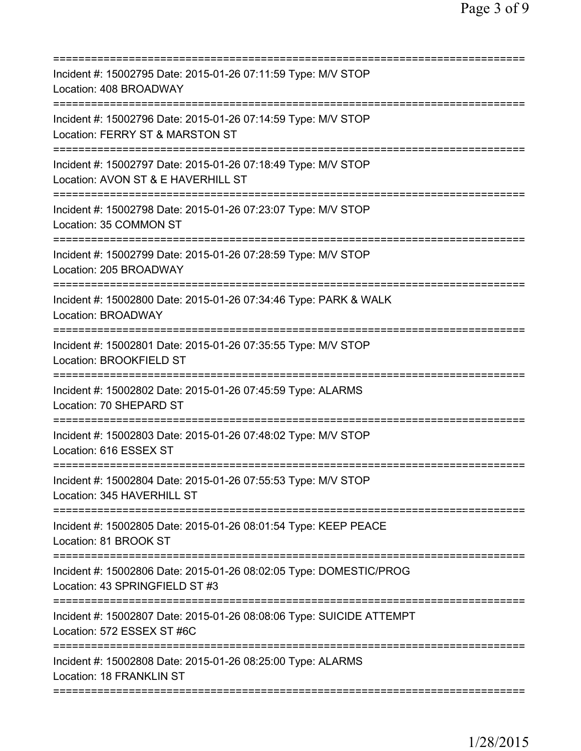Incident #: 15002795 Date: 2015-01-26 07:11:59 Type: M/V STOP
Location: 408 BROADWAY

Incident #: 15002796 Date: 2015-01-26 07:14:59 Type: M/V STOP
Location: FERRY ST & MARSTON ST

Incident #: 15002797 Date: 2015-01-26 07:18:49 Type: M/V STOP
Location: AVON ST & E HAVERHILL ST

Incident #: 15002798 Date: 2015-01-26 07:23:07 Type: M/V STOP
Location: 35 COMMON ST

Incident #: 15002799 Date: 2015-01-26 07:28:59 Type: M/V STOP
Location: 205 BROADWAY

Incident #: 15002800 Date: 2015-01-26 07:34:46 Type: PARK & WALK
Location: BROADWAY

Incident #: 15002801 Date: 2015-01-26 07:35:55 Type: M/V STOP
Location: BROOKFIELD ST

Incident #: 15002802 Date: 2015-01-26 07:45:59 Type: ALARMS
Location: 70 SHEPARD ST

Incident #: 15002803 Date: 2015-01-26 07:48:02 Type: M/V STOP
Location: 616 ESSEX ST

Incident #: 15002804 Date: 2015-01-26 07:55:53 Type: M/V STOP
Location: 345 HAVERHILL ST

Incident #: 15002805 Date: 2015-01-26 08:01:54 Type: KEEP PEACE
Location: 81 BROOK ST

Incident #: 15002806 Date: 2015-01-26 08:02:05 Type: DOMESTIC/PROG
Location: 43 SPRINGFIELD ST #3

Incident #: 15002807 Date: 2015-01-26 08:08:06 Type: SUICIDE ATTEMPT
Location: 572 ESSEX ST #6C

Incident #: 15002808 Date: 2015-01-26 08:25:00 Type: ALARMS
Location: 18 FRANKLIN ST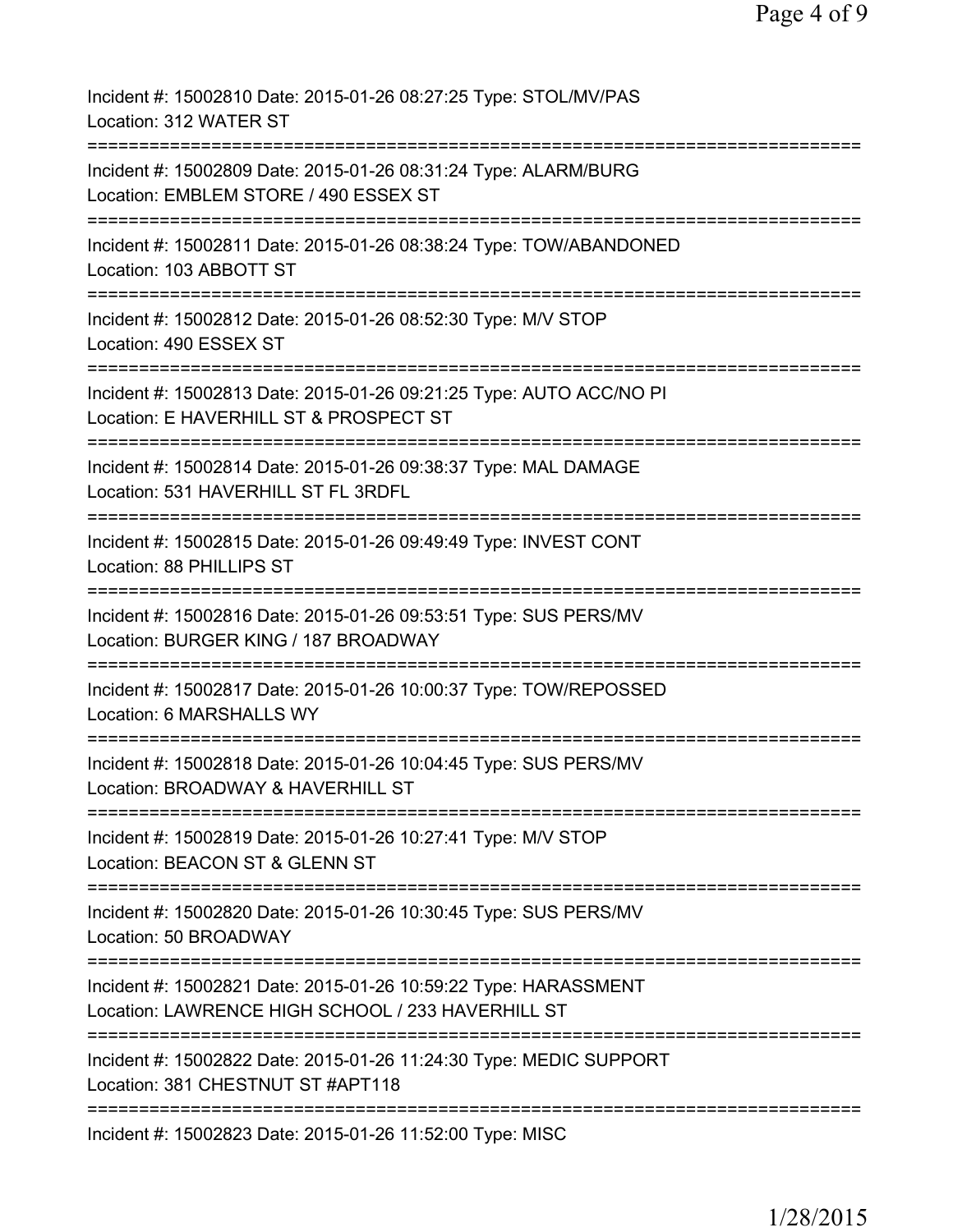Incident #: 15002810 Date: 2015-01-26 08:27:25 Type: STOL/MV/PAS
Location: 312 WATER ST

===========================================================================

Incident #: 15002809 Date: 2015-01-26 08:31:24 Type: ALARM/BURG
Location: EMBLEM STORE / 490 ESSEX ST

===========================================================================

Incident #: 15002811 Date: 2015-01-26 08:38:24 Type: TOW/ABANDONED
Location: 103 ABBOTT ST

===========================================================================

Incident #: 15002812 Date: 2015-01-26 08:52:30 Type: M/V STOP
Location: 490 ESSEX ST

===========================================================================

Incident #: 15002813 Date: 2015-01-26 09:21:25 Type: AUTO ACC/NO PI
Location: E HAVERHILL ST & PROSPECT ST

===========================================================================

Incident #: 15002814 Date: 2015-01-26 09:38:37 Type: MAL DAMAGE
Location: 531 HAVERHILL ST FL 3RDFL

===========================================================================

Incident #: 15002815 Date: 2015-01-26 09:49:49 Type: INVEST CONT
Location: 88 PHILLIPS ST

===========================================================================

Incident #: 15002816 Date: 2015-01-26 09:53:51 Type: SUS PERS/MV
Location: BURGER KING / 187 BROADWAY

===========================================================================

Incident #: 15002817 Date: 2015-01-26 10:00:37 Type: TOW/REPOSSED
Location: 6 MARSHALLS WY

===========================================================================

Incident #: 15002818 Date: 2015-01-26 10:04:45 Type: SUS PERS/MV
Location: BROADWAY & HAVERHILL ST

===========================================================================

Incident #: 15002819 Date: 2015-01-26 10:27:41 Type: M/V STOP
Location: BEACON ST & GLENN ST

===========================================================================

Incident #: 15002820 Date: 2015-01-26 10:30:45 Type: SUS PERS/MV
Location: 50 BROADWAY

===========================================================================

Incident #: 15002821 Date: 2015-01-26 10:59:22 Type: HARASSMENT
Location: LAWRENCE HIGH SCHOOL / 233 HAVERHILL ST

===========================================================================

Incident #: 15002822 Date: 2015-01-26 11:24:30 Type: MEDIC SUPPORT
Location: 381 CHESTNUT ST #APT118

===========================================================================

Incident #: 15002823 Date: 2015-01-26 11:52:00 Type: MISC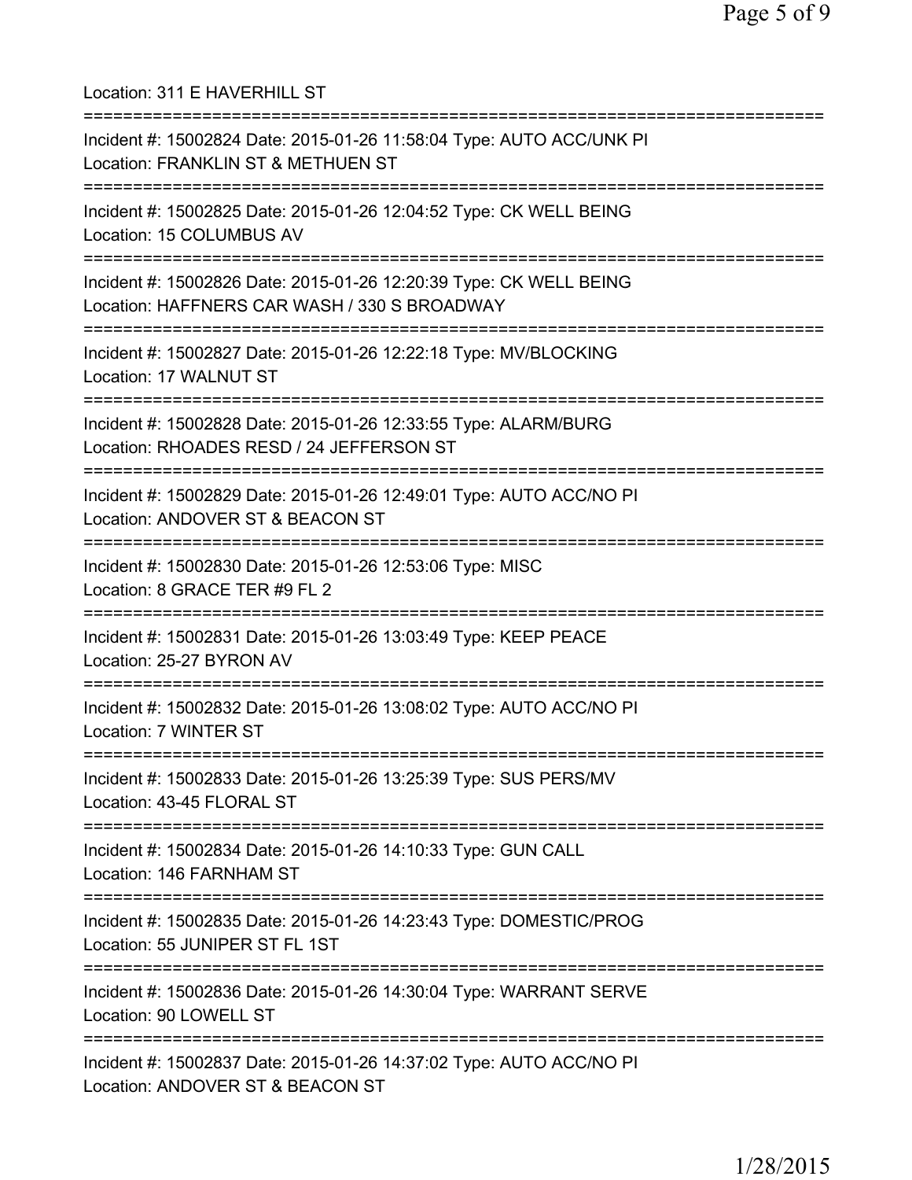Location: 311 E HAVERHILL ST

===========================================================================

Incident #: 15002824 Date: 2015-01-26 11:58:04 Type: AUTO ACC/UNK PI
Location: FRANKLIN ST & METHUEN ST

===========================================================================

Incident #: 15002825 Date: 2015-01-26 12:04:52 Type: CK WELL BEING
Location: 15 COLUMBUS AV

===========================================================================

Incident #: 15002826 Date: 2015-01-26 12:20:39 Type: CK WELL BEING
Location: HAFFNERS CAR WASH / 330 S BROADWAY

===========================================================================

Incident #: 15002827 Date: 2015-01-26 12:22:18 Type: MV/BLOCKING
Location: 17 WALNUT ST

===========================================================================

Incident #: 15002828 Date: 2015-01-26 12:33:55 Type: ALARM/BURG
Location: RHOADES RESD / 24 JEFFERSON ST

===========================================================================

Incident #: 15002829 Date: 2015-01-26 12:49:01 Type: AUTO ACC/NO PI
Location: ANDOVER ST & BEACON ST

===========================================================================

Incident #: 15002830 Date: 2015-01-26 12:53:06 Type: MISC
Location: 8 GRACE TER #9 FL 2

===========================================================================

Incident #: 15002831 Date: 2015-01-26 13:03:49 Type: KEEP PEACE
Location: 25-27 BYRON AV

===========================================================================

Incident #: 15002832 Date: 2015-01-26 13:08:02 Type: AUTO ACC/NO PI
Location: 7 WINTER ST

===========================================================================

Incident #: 15002833 Date: 2015-01-26 13:25:39 Type: SUS PERS/MV
Location: 43-45 FLORAL ST

===========================================================================

Incident #: 15002834 Date: 2015-01-26 14:10:33 Type: GUN CALL
Location: 146 FARNHAM ST

===========================================================================

Incident #: 15002835 Date: 2015-01-26 14:23:43 Type: DOMESTIC/PROG
Location: 55 JUNIPER ST FL 1ST

===========================================================================

Incident #: 15002836 Date: 2015-01-26 14:30:04 Type: WARRANT SERVE
Location: 90 LOWELL ST

===========================================================================

Incident #: 15002837 Date: 2015-01-26 14:37:02 Type: AUTO ACC/NO PI
Location: ANDOVER ST & BEACON ST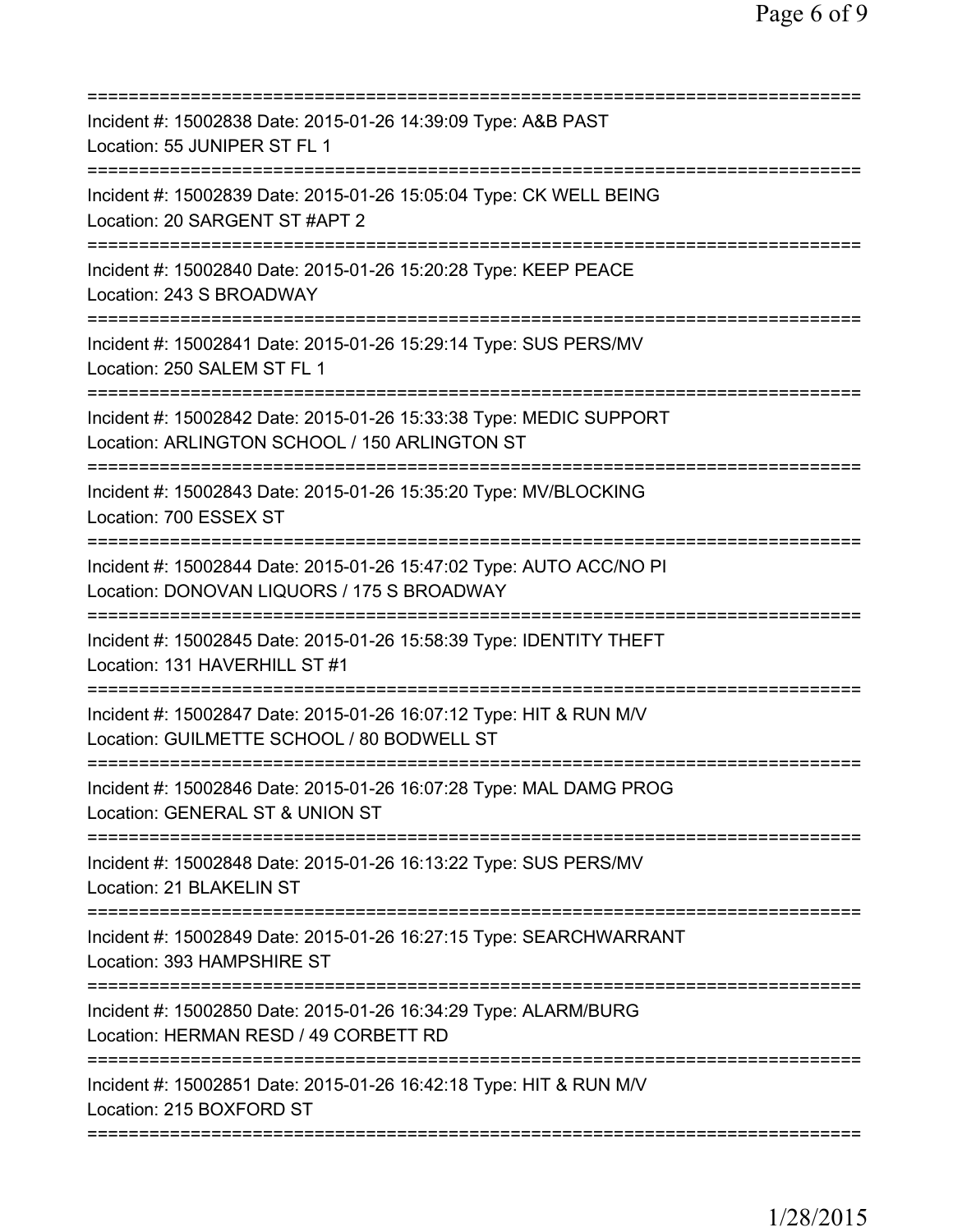Incident #: 15002838 Date: 2015-01-26 14:39:09 Type: A&B PAST
Location: 55 JUNIPER ST FL 1

---

Incident #: 15002839 Date: 2015-01-26 15:05:04 Type: CK WELL BEING
Location: 20 SARGENT ST #APT 2

---

Incident #: 15002840 Date: 2015-01-26 15:20:28 Type: KEEP PEACE
Location: 243 S BROADWAY

---

Incident #: 15002841 Date: 2015-01-26 15:29:14 Type: SUS PERS/MV
Location: 250 SALEM ST FL 1

---

Incident #: 15002842 Date: 2015-01-26 15:33:38 Type: MEDIC SUPPORT
Location: ARLINGTON SCHOOL / 150 ARLINGTON ST

---

Incident #: 15002843 Date: 2015-01-26 15:35:20 Type: MV/BLOCKING
Location: 700 ESSEX ST

---

Incident #: 15002844 Date: 2015-01-26 15:47:02 Type: AUTO ACC/NO PI
Location: DONOVAN LIQUORS / 175 S BROADWAY

---

Incident #: 15002845 Date: 2015-01-26 15:58:39 Type: IDENTITY THEFT
Location: 131 HAVERHILL ST #1

---

Incident #: 15002847 Date: 2015-01-26 16:07:12 Type: HIT & RUN M/V
Location: GUILMETTE SCHOOL / 80 BODWELL ST

---

Incident #: 15002846 Date: 2015-01-26 16:07:28 Type: MAL DAMG PROG
Location: GENERAL ST & UNION ST

---

Incident #: 15002848 Date: 2015-01-26 16:13:22 Type: SUS PERS/MV
Location: 21 BLAKELIN ST

---

Incident #: 15002849 Date: 2015-01-26 16:27:15 Type: SEARCHWARRANT
Location: 393 HAMPSHIRE ST

---

Incident #: 15002850 Date: 2015-01-26 16:34:29 Type: ALARM/BURG
Location: HERMAN RESD / 49 CORBETT RD

---

Incident #: 15002851 Date: 2015-01-26 16:42:18 Type: HIT & RUN M/V
Location: 215 BOXFORD ST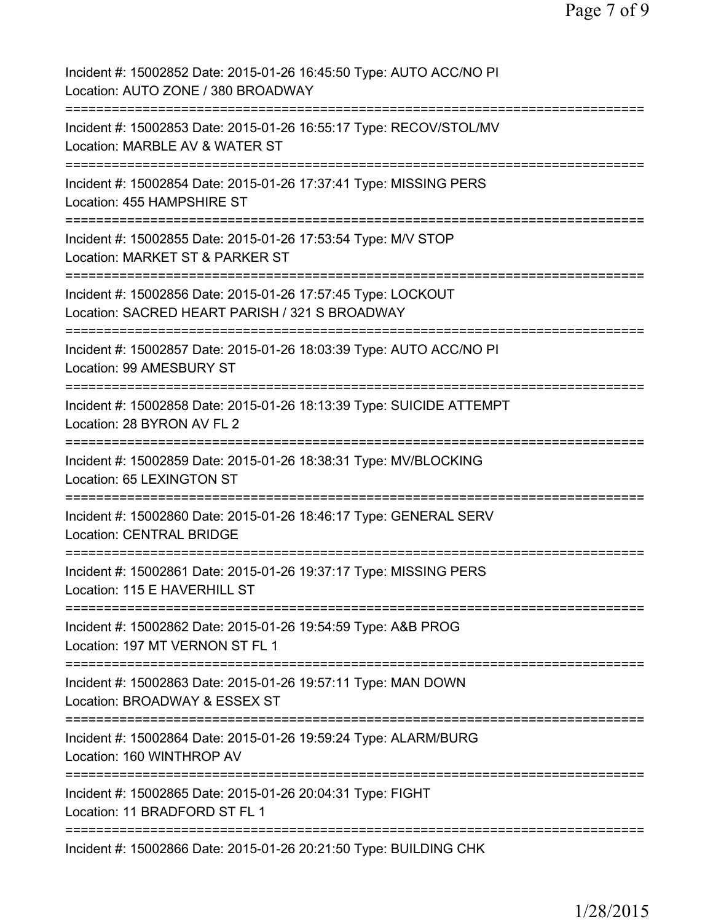Incident #: 15002852 Date: 2015-01-26 16:45:50 Type: AUTO ACC/NO PI
Location: AUTO ZONE / 380 BROADWAY

===========================================================================

Incident #: 15002853 Date: 2015-01-26 16:55:17 Type: RECOV/STOL/MV
Location: MARBLE AV & WATER ST

===========================================================================

Incident #: 15002854 Date: 2015-01-26 17:37:41 Type: MISSING PERS
Location: 455 HAMPSHIRE ST

===========================================================================

Incident #: 15002855 Date: 2015-01-26 17:53:54 Type: M/V STOP
Location: MARKET ST & PARKER ST

===========================================================================

Incident #: 15002856 Date: 2015-01-26 17:57:45 Type: LOCKOUT
Location: SACRED HEART PARISH / 321 S BROADWAY

===========================================================================

Incident #: 15002857 Date: 2015-01-26 18:03:39 Type: AUTO ACC/NO PI
Location: 99 AMESBURY ST

===========================================================================

Incident #: 15002858 Date: 2015-01-26 18:13:39 Type: SUICIDE ATTEMPT
Location: 28 BYRON AV FL 2

===========================================================================

Incident #: 15002859 Date: 2015-01-26 18:38:31 Type: MV/BLOCKING
Location: 65 LEXINGTON ST

===========================================================================

Incident #: 15002860 Date: 2015-01-26 18:46:17 Type: GENERAL SERV
Location: CENTRAL BRIDGE

===========================================================================

Incident #: 15002861 Date: 2015-01-26 19:37:17 Type: MISSING PERS
Location: 115 E HAVERHILL ST

===========================================================================

Incident #: 15002862 Date: 2015-01-26 19:54:59 Type: A&B PROG
Location: 197 MT VERNON ST FL 1

===========================================================================

Incident #: 15002863 Date: 2015-01-26 19:57:11 Type: MAN DOWN
Location: BROADWAY & ESSEX ST

===========================================================================

Incident #: 15002864 Date: 2015-01-26 19:59:24 Type: ALARM/BURG
Location: 160 WINTHROP AV

===========================================================================

Incident #: 15002865 Date: 2015-01-26 20:04:31 Type: FIGHT
Location: 11 BRADFORD ST FL 1

===========================================================================

Incident #: 15002866 Date: 2015-01-26 20:21:50 Type: BUILDING CHK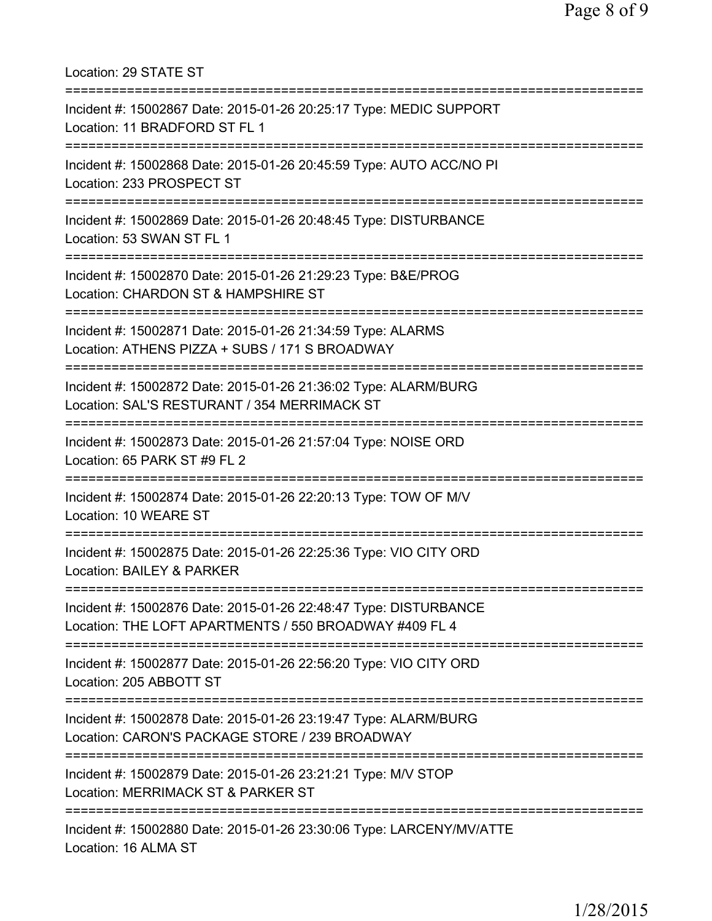Location: 29 STATE ST

===========================================================================

Incident #: 15002867 Date: 2015-01-26 20:25:17 Type: MEDIC SUPPORT
Location: 11 BRADFORD ST FL 1

===========================================================================

Incident #: 15002868 Date: 2015-01-26 20:45:59 Type: AUTO ACC/NO PI
Location: 233 PROSPECT ST

===========================================================================

Incident #: 15002869 Date: 2015-01-26 20:48:45 Type: DISTURBANCE
Location: 53 SWAN ST FL 1

===========================================================================

Incident #: 15002870 Date: 2015-01-26 21:29:23 Type: B&E/PROG
Location: CHARDON ST & HAMPSHIRE ST

===========================================================================

Incident #: 15002871 Date: 2015-01-26 21:34:59 Type: ALARMS
Location: ATHENS PIZZA + SUBS / 171 S BROADWAY

===========================================================================

Incident #: 15002872 Date: 2015-01-26 21:36:02 Type: ALARM/BURG
Location: SAL'S RESTURANT / 354 MERRIMACK ST

===========================================================================

Incident #: 15002873 Date: 2015-01-26 21:57:04 Type: NOISE ORD
Location: 65 PARK ST #9 FL 2

===========================================================================

Incident #: 15002874 Date: 2015-01-26 22:20:13 Type: TOW OF M/V
Location: 10 WEARE ST

===========================================================================

Incident #: 15002875 Date: 2015-01-26 22:25:36 Type: VIO CITY ORD
Location: BAILEY & PARKER

===========================================================================

Incident #: 15002876 Date: 2015-01-26 22:48:47 Type: DISTURBANCE
Location: THE LOFT APARTMENTS / 550 BROADWAY #409 FL 4

===========================================================================

Incident #: 15002877 Date: 2015-01-26 22:56:20 Type: VIO CITY ORD
Location: 205 ABBOTT ST

===========================================================================

Incident #: 15002878 Date: 2015-01-26 23:19:47 Type: ALARM/BURG
Location: CARON'S PACKAGE STORE / 239 BROADWAY

===========================================================================

Incident #: 15002879 Date: 2015-01-26 23:21:21 Type: M/V STOP
Location: MERRIMACK ST & PARKER ST

===========================================================================

Incident #: 15002880 Date: 2015-01-26 23:30:06 Type: LARCENY/MV/ATTE
Location: 16 ALMA ST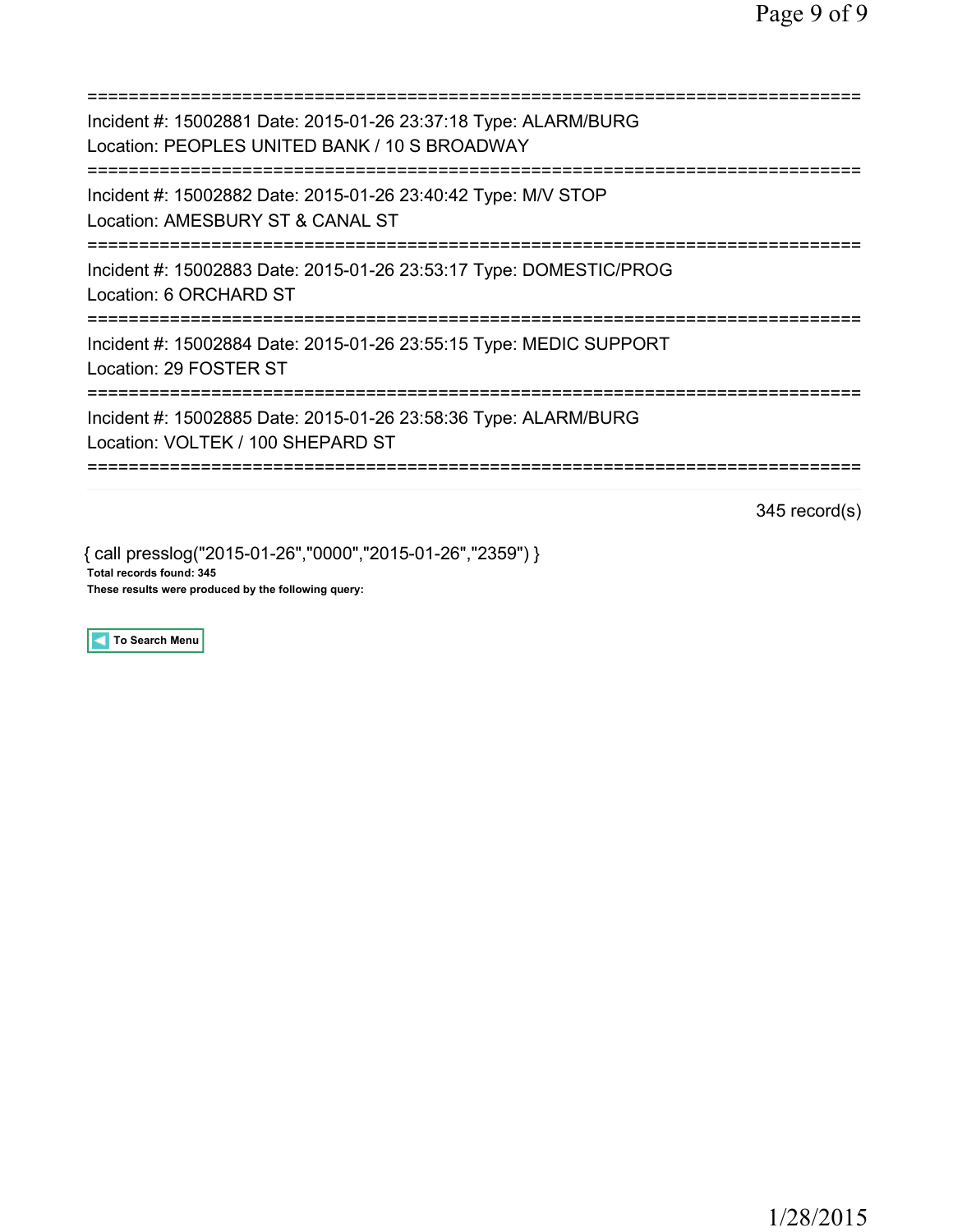===========================================================================

Incident #: 15002881 Date: 2015-01-26 23:37:18 Type: ALARM/BURG
Location: PEOPLES UNITED BANK / 10 S BROADWAY

===========================================================================

Incident #: 15002882 Date: 2015-01-26 23:40:42 Type: M/V STOP
Location: AMESBURY ST & CANAL ST

===========================================================================

Incident #: 15002883 Date: 2015-01-26 23:53:17 Type: DOMESTIC/PROG
Location: 6 ORCHARD ST

===========================================================================

Incident #: 15002884 Date: 2015-01-26 23:55:15 Type: MEDIC SUPPORT
Location: 29 FOSTER ST

===========================================================================

Incident #: 15002885 Date: 2015-01-26 23:58:36 Type: ALARM/BURG
Location: VOLTEK / 100 SHEPARD ST

===========================================================================

345 record(s)

{ call presslog("2015-01-26","0000","2015-01-26","2359") }

**Total records found: 345**

**These results were produced by the following query:**

To Search Menu